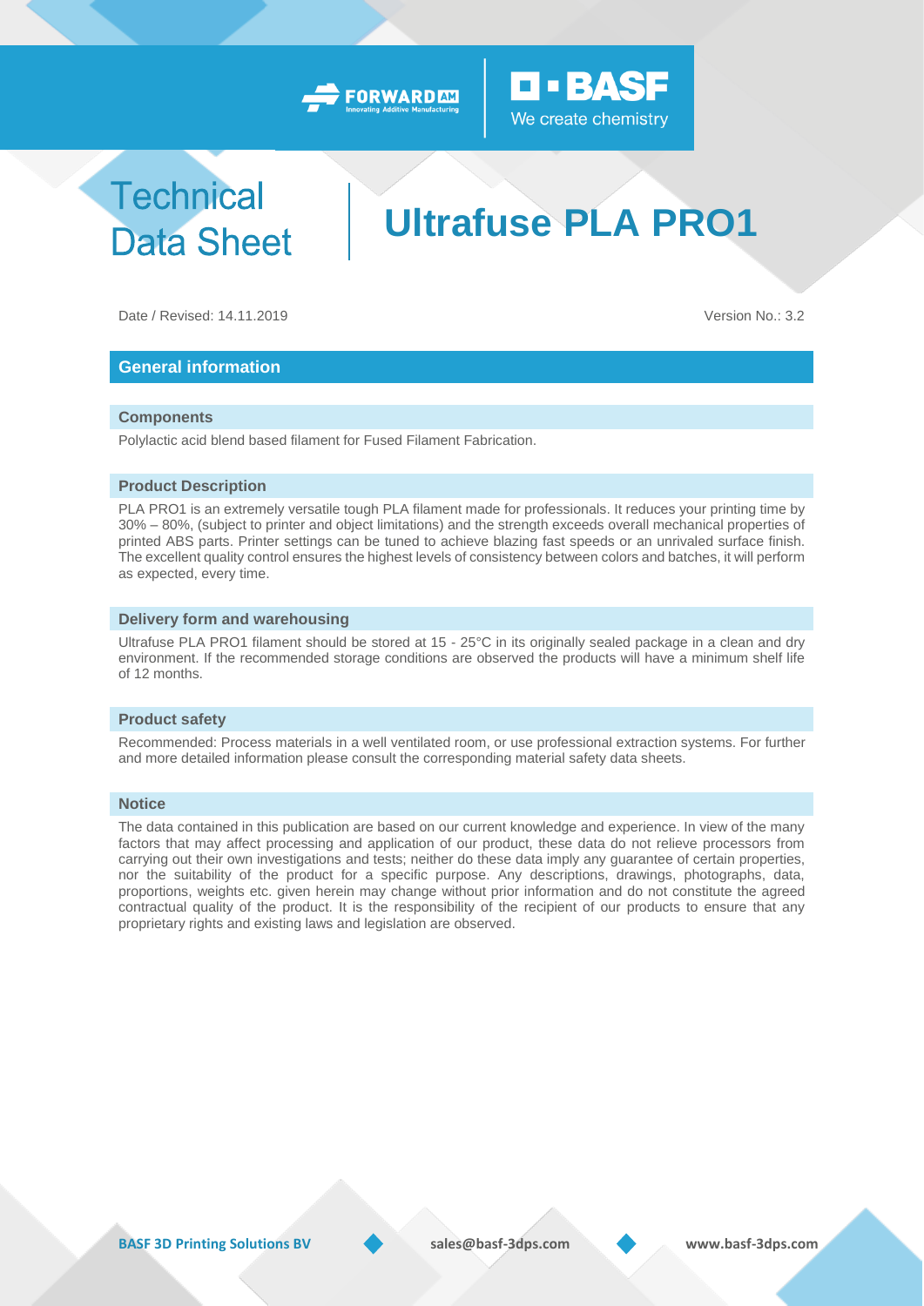# Technical Data Sheet

# Ultrafuse PLA PRO1

Date / Revised: 14.11.2019

Version No.: 3.2

## General information

### Components

Polylactic acid blend based filament for Fused Filament Fabrication.

### Product Description

PLA PRO1 is an extremely versatile tough PLA filament made for professionals. It reduces your printing time by 30% – 80%, (subject to printer and object limitations) and the strength exceeds overall mechanical properties of printed ABS parts. Printer settings can be tuned to achieve blazing fast speeds or an unrivaled surface finish. The excellent quality control ensures the highest levels of consistency between colors and batches, it will perform as expected, every time.

### Delivery form and warehousing

Ultrafuse PLA PRO1 filament should be stored at 15 - 25°C in its originally sealed package in a clean and dry environment. If the recommended storage conditions are observed the products will have a minimum shelf life of 12 months.

### Product safety

Recommended: Process materials in a well ventilated room, or use professional extraction systems. For further and more detailed information please consult the corresponding material safety data sheets.

### Notice

The data contained in this publication are based on our current knowledge and experience. In view of the many factors that may affect processing and application of our product, these data do not relieve processors from carrying out their own investigations and tests; neither do these data imply any guarantee of certain properties, nor the suitability of the product for a specific purpose. Any descriptions, drawings, photographs, data, proportions, weights etc. given herein may change without prior information and do not constitute the agreed contractual quality of the product. It is the responsibility of the recipient of our products to ensure that any proprietary rights and existing laws and legislation are observed.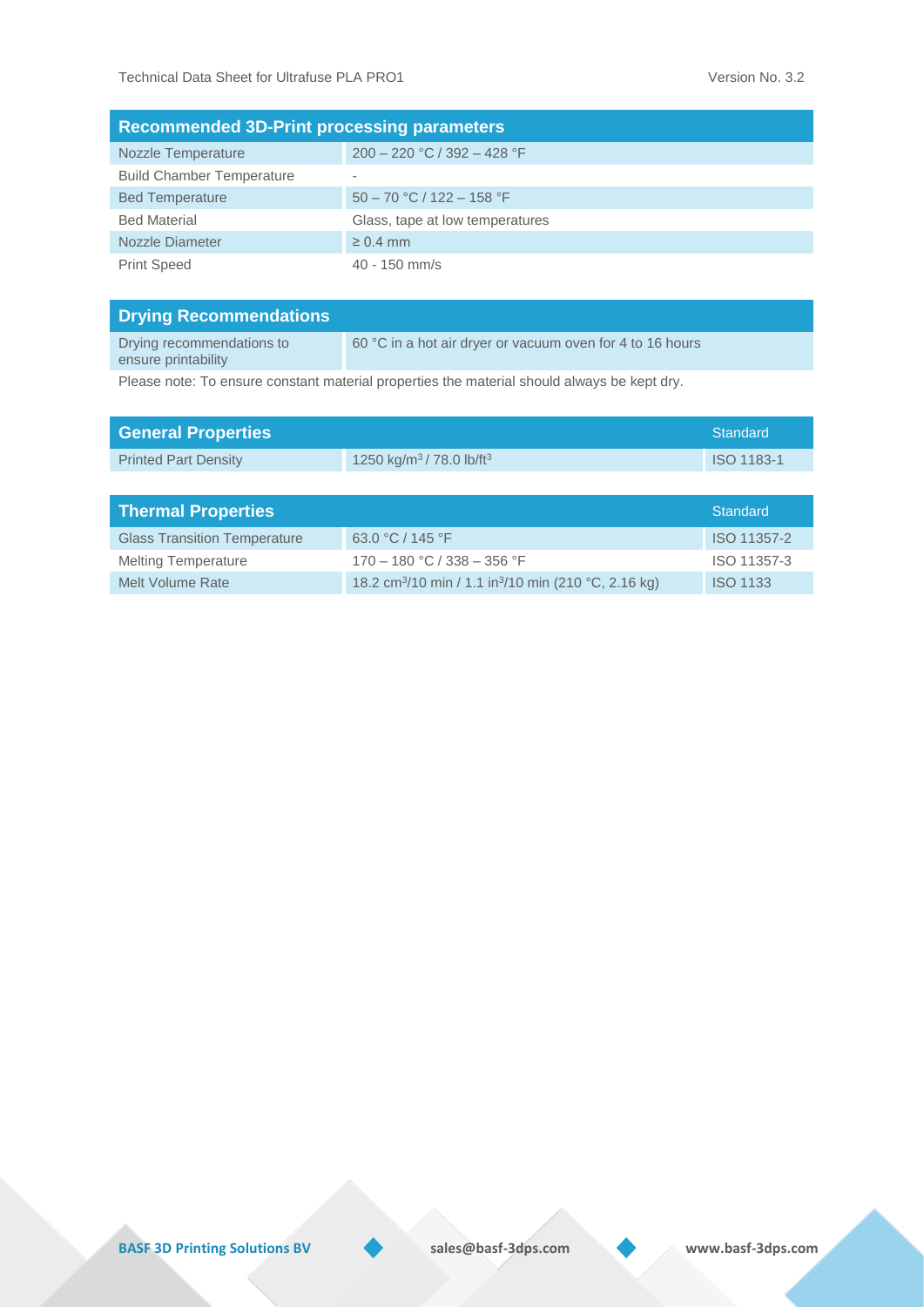| Recommended 3D-Print processing parameters | |
|---|---|
| Nozzle Temperature | 200 – 220 °C / 392 – 428 °F |
| Build Chamber Temperature | - |
| Bed Temperature | 50 – 70 °C / 122 – 158 °F |
| Bed Material | Glass, tape at low temperatures |
| Nozzle Diameter | ≥ 0.4 mm |
| Print Speed | 40 - 150 mm/s |

| Drying Recommendations | |
|---|---|
| Drying recommendations to ensure printability | 60 °C in a hot air dryer or vacuum oven for 4 to 16 hours |

Please note: To ensure constant material properties the material should always be kept dry.

| General Properties | | Standard |
|---|---|---|
| Printed Part Density | 1250 kg/m$^3$ / 78.0 lb/ft$^3$ | ISO 1183-1 |

| Thermal Properties | | Standard |
|---|---|---|
| Glass Transition Temperature | 63.0 °C / 145 °F | ISO 11357-2 |
| Melting Temperature | 170 – 180 °C / 338 – 356 °F | ISO 11357-3 |
| Melt Volume Rate | 18.2 cm$^3$/10 min / 1.1 in$^3$/10 min (210 °C, 2.16 kg) | ISO 1133 |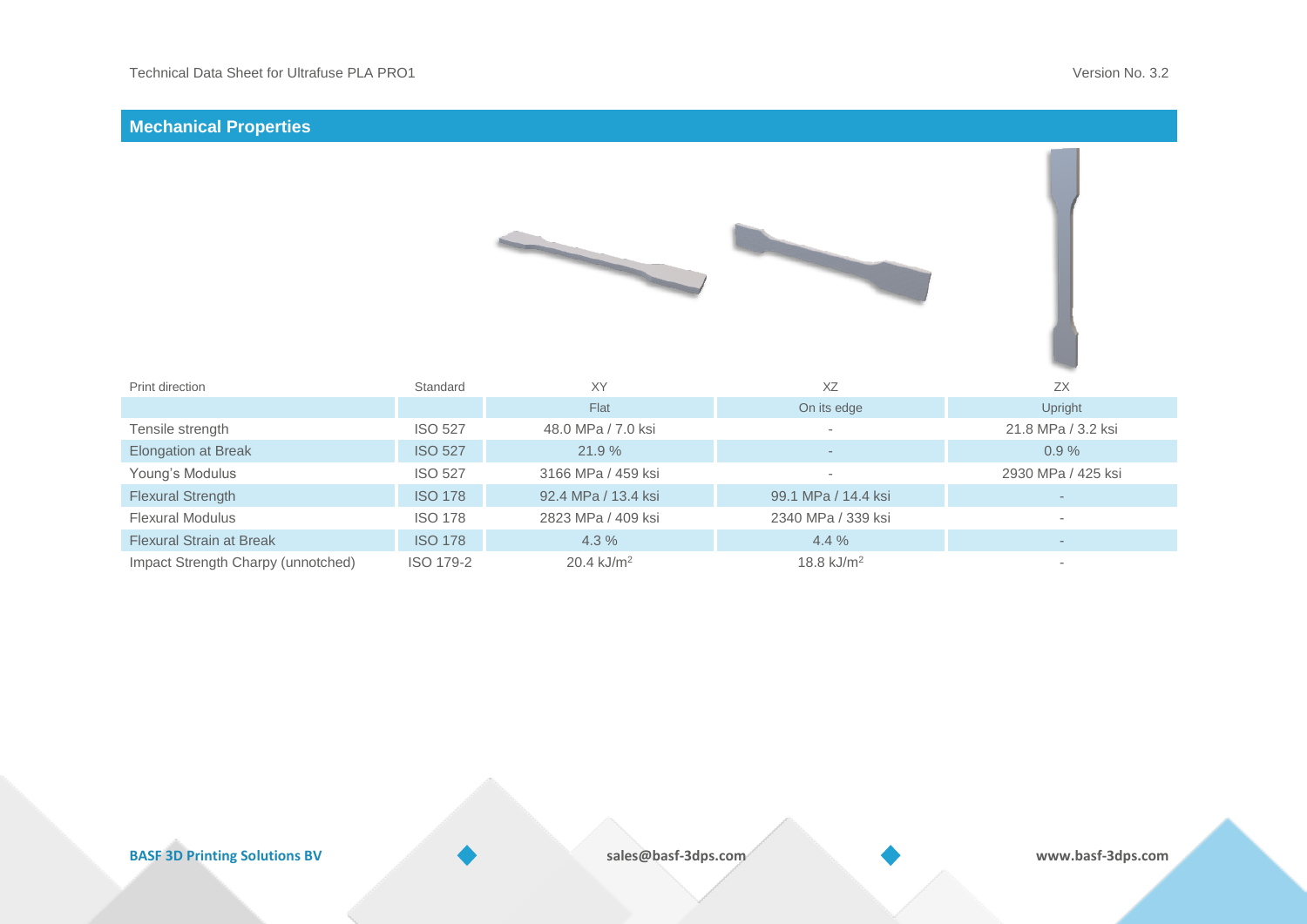## Mechanical Properties

| Print direction | Standard | XY | XZ | ZX |
|---|---|---|---|---|
| | | Flat | On its edge | Upright |
| Tensile strength | ISO 527 | 48.0 MPa / 7.0 ksi | - | 21.8 MPa / 3.2 ksi |
| Elongation at Break | ISO 527 | 21.9 % | - | 0.9 % |
| Young's Modulus | ISO 527 | 3166 MPa / 459 ksi | - | 2930 MPa / 425 ksi |
| Flexural Strength | ISO 178 | 92.4 MPa / 13.4 ksi | 99.1 MPa / 14.4 ksi | - |
| Flexural Modulus | ISO 178 | 2823 MPa / 409 ksi | 2340 MPa / 339 ksi | - |
| Flexural Strain at Break | ISO 178 | 4.3 % | 4.4 % | - |
| Impact Strength Charpy (unnotched) | ISO 179-2 | 20.4 kJ/m$^2$ | 18.8 kJ/m$^2$ | - |

**BASF 3D Printing Solutions BV** | **sales@basf-3dps.com** | **www.basf-3dps.com**